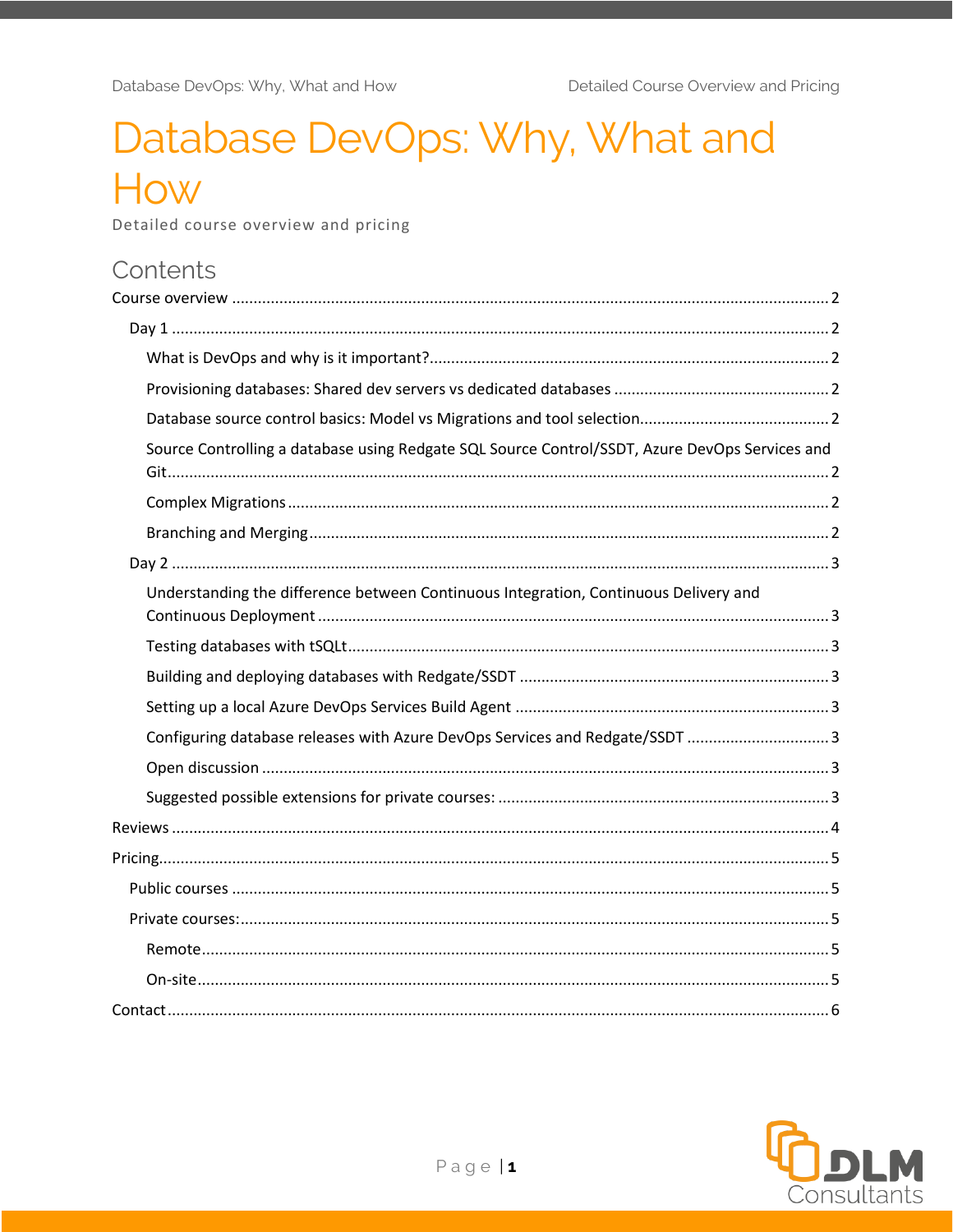# Database DevOps: Why, What and How

Detailed course overview and pricing

## Contents

Course overview ........ 2

- Day 1 ........ 2
  - What is DevOps and why is it important? ........ 2
  - Provisioning databases: Shared dev servers vs dedicated databases ........ 2
  - Database source control basics: Model vs Migrations and tool selection ........ 2
  - Source Controlling a database using Redgate SQL Source Control/SSDT, Azure DevOps Services and Git ........ 2
  - Complex Migrations ........ 2
  - Branching and Merging ........ 2
- Day 2 ........ 3
  - Understanding the difference between Continuous Integration, Continuous Delivery and Continuous Deployment ........ 3
  - Testing databases with tSQLt ........ 3
  - Building and deploying databases with Redgate/SSDT ........ 3
  - Setting up a local Azure DevOps Services Build Agent ........ 3
  - Configuring database releases with Azure DevOps Services and Redgate/SSDT ........ 3
  - Open discussion ........ 3
  - Suggested possible extensions for private courses: ........ 3

Reviews ........ 4

Pricing ........ 5

- Public courses ........ 5
- Private courses: ........ 5
  - Remote ........ 5
  - On-site ........ 5

Contact ........ 6

DLM Consultants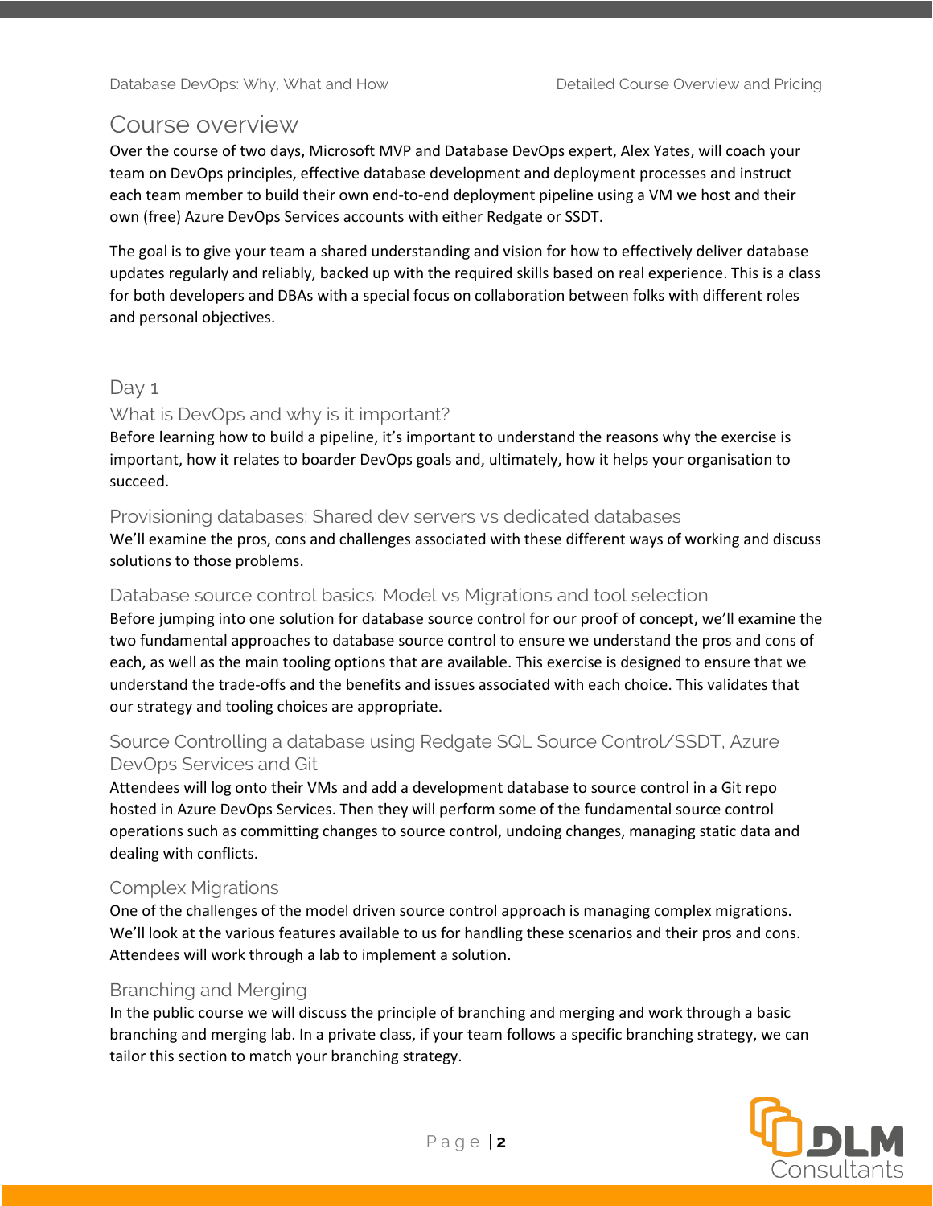# Course overview

Over the course of two days, Microsoft MVP and Database DevOps expert, Alex Yates, will coach your team on DevOps principles, effective database development and deployment processes and instruct each team member to build their own end-to-end deployment pipeline using a VM we host and their own (free) Azure DevOps Services accounts with either Redgate or SSDT.

The goal is to give your team a shared understanding and vision for how to effectively deliver database updates regularly and reliably, backed up with the required skills based on real experience. This is a class for both developers and DBAs with a special focus on collaboration between folks with different roles and personal objectives.

## Day 1

### What is DevOps and why is it important?

Before learning how to build a pipeline, it's important to understand the reasons why the exercise is important, how it relates to boarder DevOps goals and, ultimately, how it helps your organisation to succeed.

### Provisioning databases: Shared dev servers vs dedicated databases

We'll examine the pros, cons and challenges associated with these different ways of working and discuss solutions to those problems.

### Database source control basics: Model vs Migrations and tool selection

Before jumping into one solution for database source control for our proof of concept, we'll examine the two fundamental approaches to database source control to ensure we understand the pros and cons of each, as well as the main tooling options that are available. This exercise is designed to ensure that we understand the trade-offs and the benefits and issues associated with each choice. This validates that our strategy and tooling choices are appropriate.

### Source Controlling a database using Redgate SQL Source Control/SSDT, Azure DevOps Services and Git

Attendees will log onto their VMs and add a development database to source control in a Git repo hosted in Azure DevOps Services. Then they will perform some of the fundamental source control operations such as committing changes to source control, undoing changes, managing static data and dealing with conflicts.

### Complex Migrations

One of the challenges of the model driven source control approach is managing complex migrations. We'll look at the various features available to us for handling these scenarios and their pros and cons. Attendees will work through a lab to implement a solution.

### Branching and Merging

In the public course we will discuss the principle of branching and merging and work through a basic branching and merging lab. In a private class, if your team follows a specific branching strategy, we can tailor this section to match your branching strategy.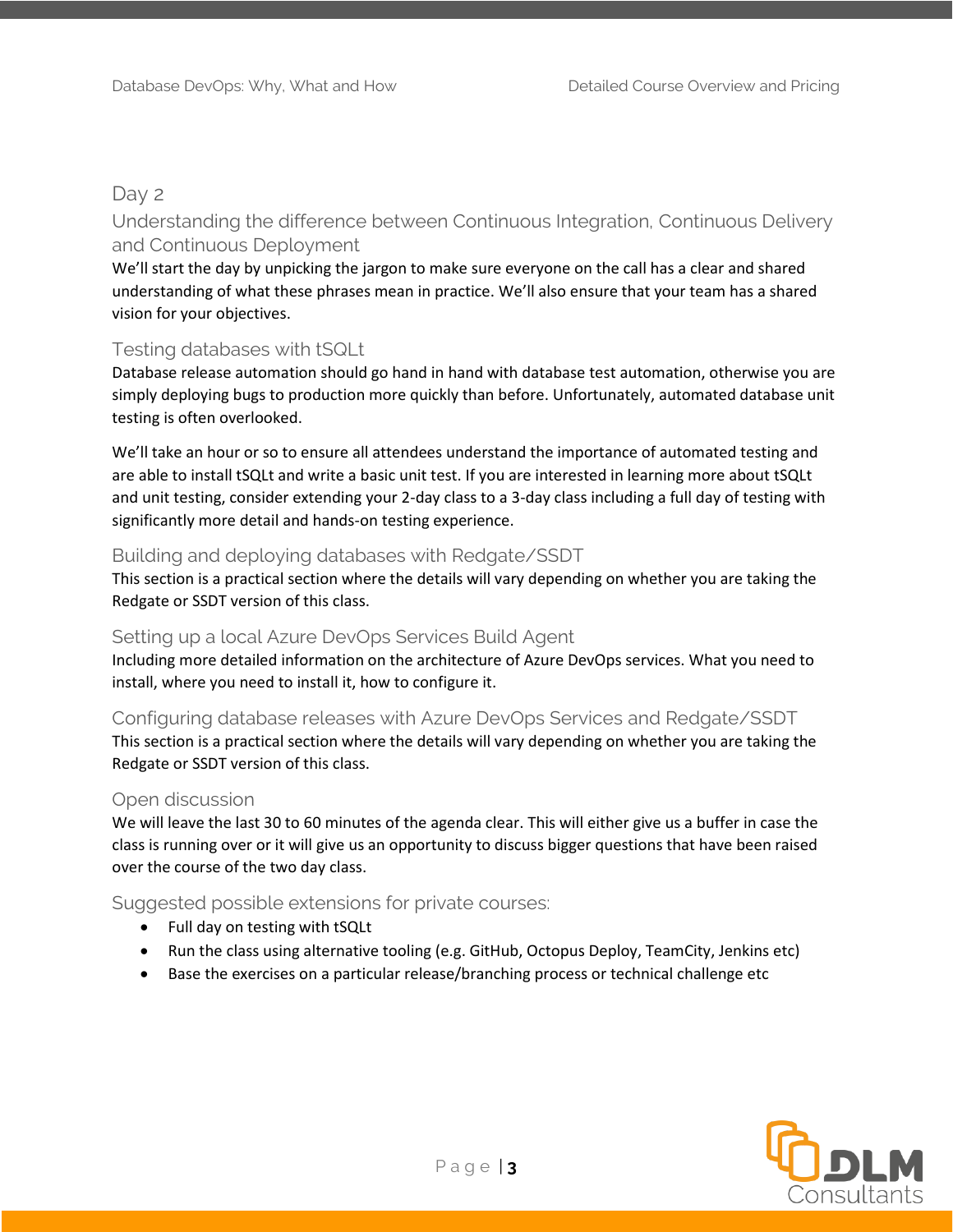## Day 2

### Understanding the difference between Continuous Integration, Continuous Delivery and Continuous Deployment

We'll start the day by unpicking the jargon to make sure everyone on the call has a clear and shared understanding of what these phrases mean in practice. We'll also ensure that your team has a shared vision for your objectives.

### Testing databases with tSQLt

Database release automation should go hand in hand with database test automation, otherwise you are simply deploying bugs to production more quickly than before. Unfortunately, automated database unit testing is often overlooked.

We'll take an hour or so to ensure all attendees understand the importance of automated testing and are able to install tSQLt and write a basic unit test. If you are interested in learning more about tSQLt and unit testing, consider extending your 2-day class to a 3-day class including a full day of testing with significantly more detail and hands-on testing experience.

### Building and deploying databases with Redgate/SSDT

This section is a practical section where the details will vary depending on whether you are taking the Redgate or SSDT version of this class.

### Setting up a local Azure DevOps Services Build Agent

Including more detailed information on the architecture of Azure DevOps services. What you need to install, where you need to install it, how to configure it.

### Configuring database releases with Azure DevOps Services and Redgate/SSDT

This section is a practical section where the details will vary depending on whether you are taking the Redgate or SSDT version of this class.

### Open discussion

We will leave the last 30 to 60 minutes of the agenda clear. This will either give us a buffer in case the class is running over or it will give us an opportunity to discuss bigger questions that have been raised over the course of the two day class.

### Suggested possible extensions for private courses:

- Full day on testing with tSQLt
- Run the class using alternative tooling (e.g. GitHub, Octopus Deploy, TeamCity, Jenkins etc)
- Base the exercises on a particular release/branching process or technical challenge etc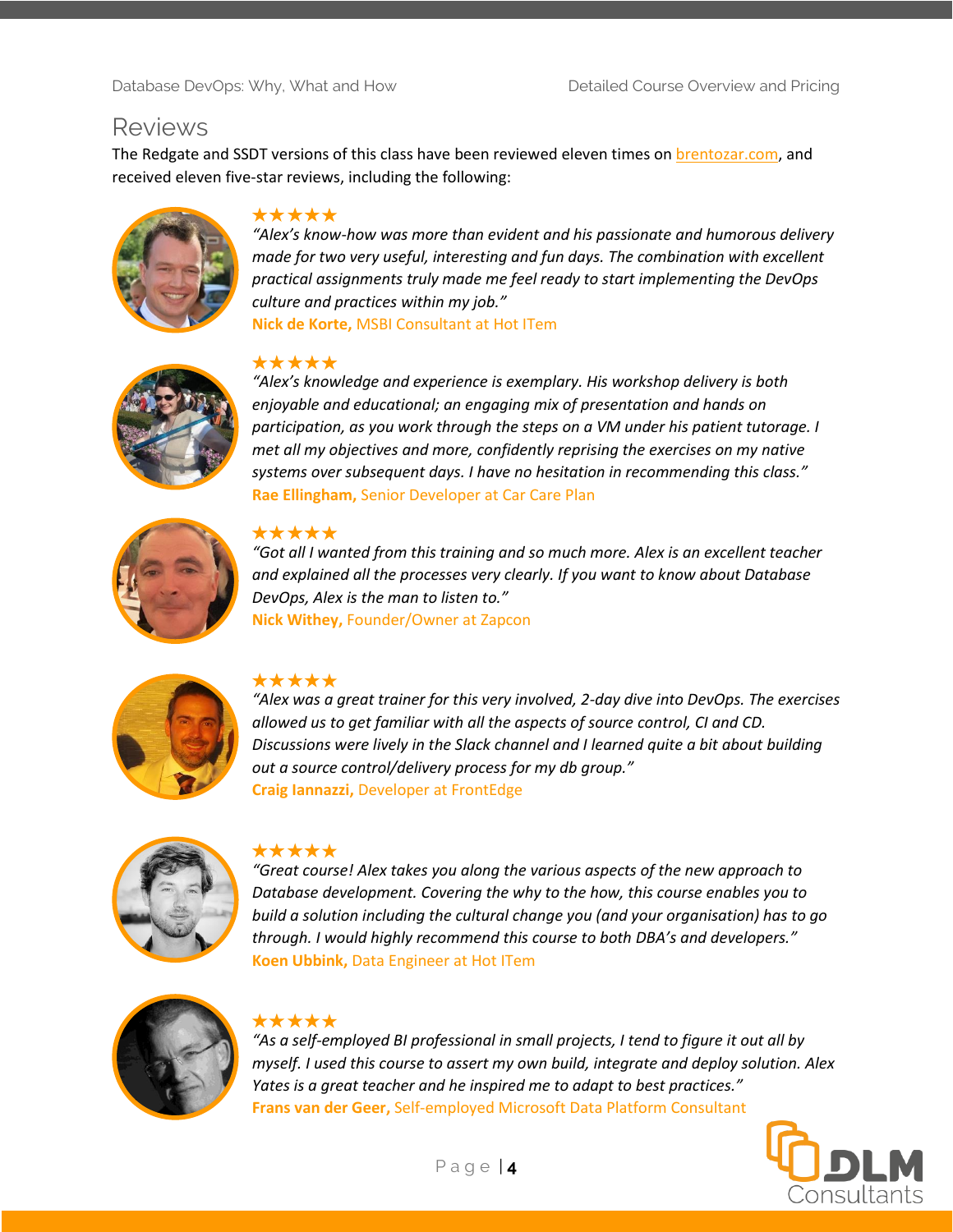## Reviews

The Redgate and SSDT versions of this class have been reviewed eleven times on brentozar.com, and received eleven five-star reviews, including the following:

★★★★★

*"Alex's know-how was more than evident and his passionate and humorous delivery made for two very useful, interesting and fun days. The combination with excellent practical assignments truly made me feel ready to start implementing the DevOps culture and practices within my job."*

**Nick de Korte,** MSBI Consultant at Hot ITem

★★★★★

*"Alex's knowledge and experience is exemplary. His workshop delivery is both enjoyable and educational; an engaging mix of presentation and hands on participation, as you work through the steps on a VM under his patient tutorage. I met all my objectives and more, confidently reprising the exercises on my native systems over subsequent days. I have no hesitation in recommending this class."*

**Rae Ellingham,** Senior Developer at Car Care Plan

★★★★★

*"Got all I wanted from this training and so much more. Alex is an excellent teacher and explained all the processes very clearly. If you want to know about Database DevOps, Alex is the man to listen to."*

**Nick Withey,** Founder/Owner at Zapcon

★★★★★

*"Alex was a great trainer for this very involved, 2-day dive into DevOps. The exercises allowed us to get familiar with all the aspects of source control, CI and CD. Discussions were lively in the Slack channel and I learned quite a bit about building out a source control/delivery process for my db group."*

**Craig Iannazzi,** Developer at FrontEdge

★★★★★

*"Great course! Alex takes you along the various aspects of the new approach to Database development. Covering the why to the how, this course enables you to build a solution including the cultural change you (and your organisation) has to go through. I would highly recommend this course to both DBA's and developers."*

**Koen Ubbink,** Data Engineer at Hot ITem

★★★★★

*"As a self-employed BI professional in small projects, I tend to figure it out all by myself. I used this course to assert my own build, integrate and deploy solution. Alex Yates is a great teacher and he inspired me to adapt to best practices."*

**Frans van der Geer,** Self-employed Microsoft Data Platform Consultant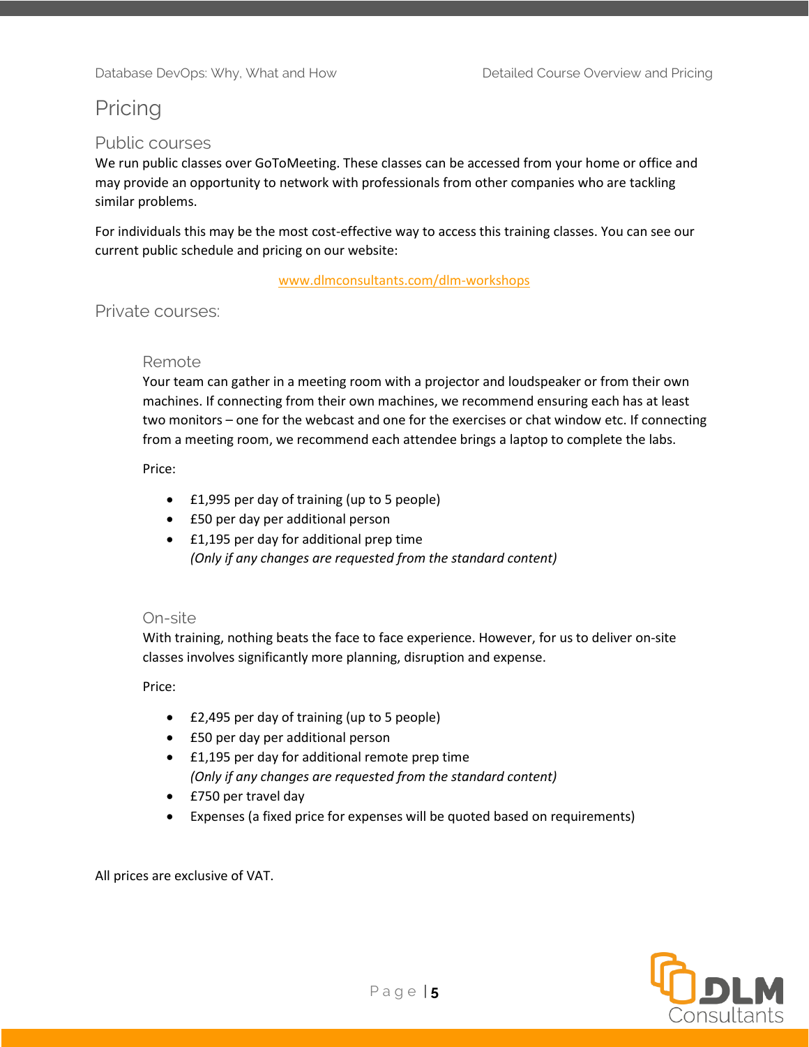# Pricing

## Public courses

We run public classes over GoToMeeting. These classes can be accessed from your home or office and may provide an opportunity to network with professionals from other companies who are tackling similar problems.

For individuals this may be the most cost-effective way to access this training classes. You can see our current public schedule and pricing on our website:

www.dlmconsultants.com/dlm-workshops

## Private courses:

### Remote

Your team can gather in a meeting room with a projector and loudspeaker or from their own machines. If connecting from their own machines, we recommend ensuring each has at least two monitors – one for the webcast and one for the exercises or chat window etc. If connecting from a meeting room, we recommend each attendee brings a laptop to complete the labs.

Price:

- £1,995 per day of training (up to 5 people)
- £50 per day per additional person
- £1,195 per day for additional prep time
  *(Only if any changes are requested from the standard content)*

### On-site

With training, nothing beats the face to face experience. However, for us to deliver on-site classes involves significantly more planning, disruption and expense.

Price:

- £2,495 per day of training (up to 5 people)
- £50 per day per additional person
- £1,195 per day for additional remote prep time
  *(Only if any changes are requested from the standard content)*
- £750 per travel day
- Expenses (a fixed price for expenses will be quoted based on requirements)

All prices are exclusive of VAT.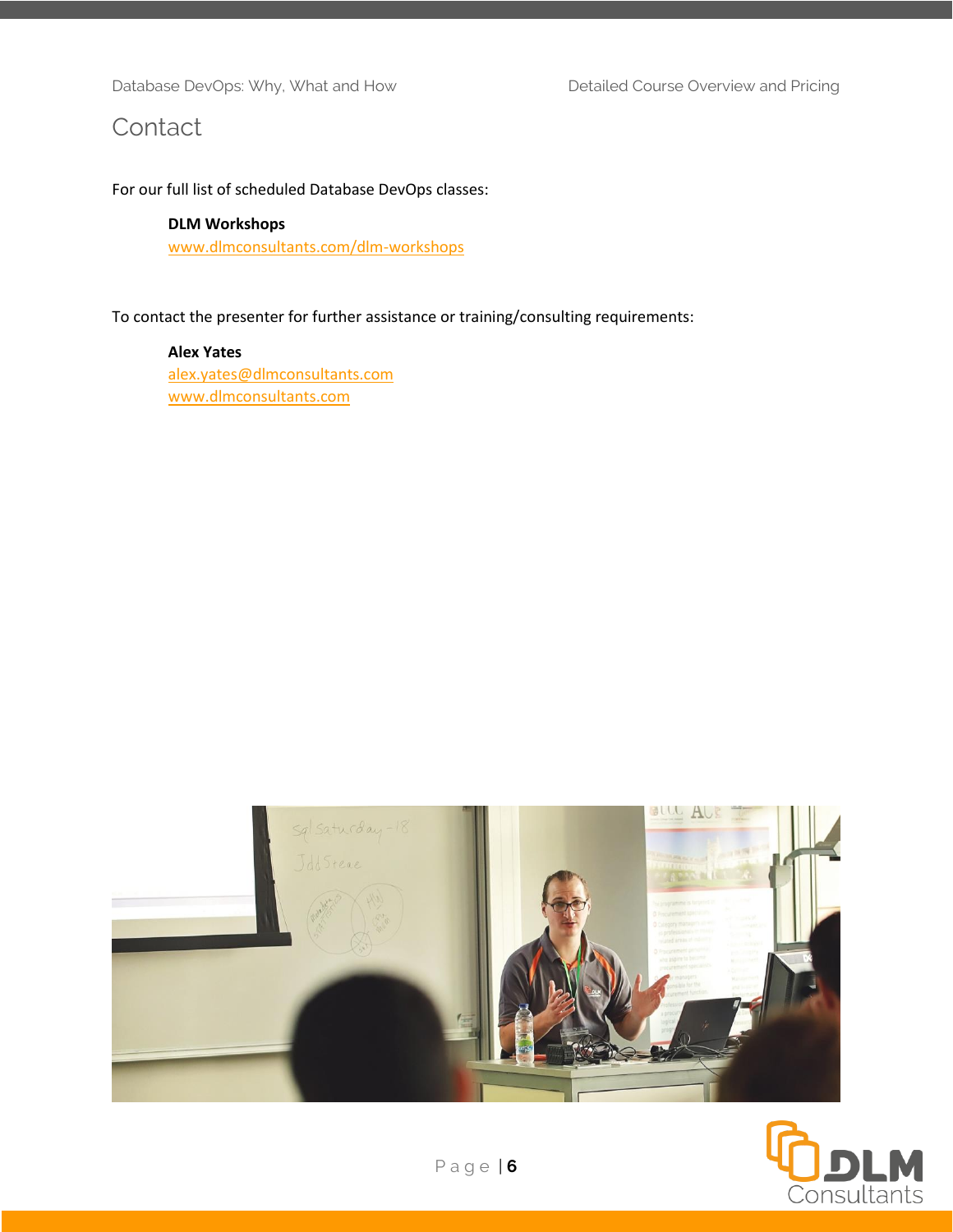# Contact

For our full list of scheduled Database DevOps classes:

**DLM Workshops**
www.dlmconsultants.com/dlm-workshops

To contact the presenter for further assistance or training/consulting requirements:

**Alex Yates**
alex.yates@dlmconsultants.com
www.dlmconsultants.com